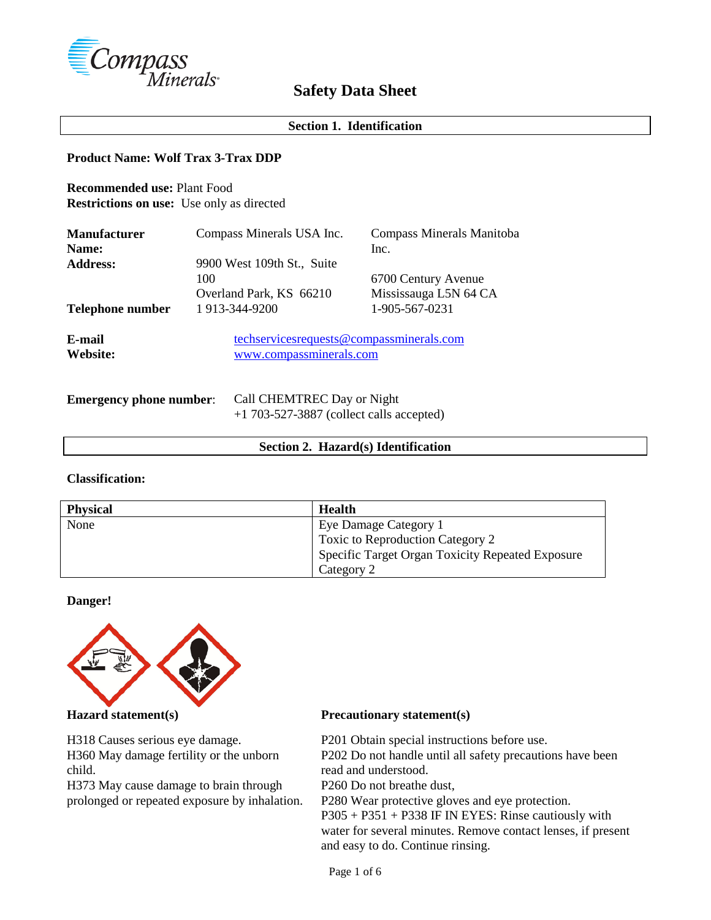# Safety Data Sheet

## Section 1. Identification

**Product Name: Wolf Trax 3-Trax DDP**

**Recommended use:** Plant Food
**Restrictions on use:** Use only as directed

| | | |
|---|---|---|
| **Manufacturer Name:** | Compass Minerals USA Inc. | Compass Minerals Manitoba Inc. |
| **Address:** | 9900 West 109th St., Suite 100<br>Overland Park, KS 66210 | 6700 Century Avenue<br>Mississauga L5N 64 CA |
| **Telephone number** | 1 913-344-9200 | 1-905-567-0231 |

**E-mail** techservicesrequests@compassminerals.com
**Website:** www.compassminerals.com

**Emergency phone number**: Call CHEMTREC Day or Night
+1 703-527-3887 (collect calls accepted)

## Section 2. Hazard(s) Identification

**Classification:**

| Physical | Health |
|---|---|
| None | Eye Damage Category 1<br>Toxic to Reproduction Category 2<br>Specific Target Organ Toxicity Repeated Exposure Category 2 |

**Danger!**

**Hazard statement(s)**

H318 Causes serious eye damage.
H360 May damage fertility or the unborn child.
H373 May cause damage to brain through prolonged or repeated exposure by inhalation.

**Precautionary statement(s)**

P201 Obtain special instructions before use.
P202 Do not handle until all safety precautions have been read and understood.
P260 Do not breathe dust,
P280 Wear protective gloves and eye protection.
P305 + P351 + P338 IF IN EYES: Rinse cautiously with water for several minutes. Remove contact lenses, if present and easy to do. Continue rinsing.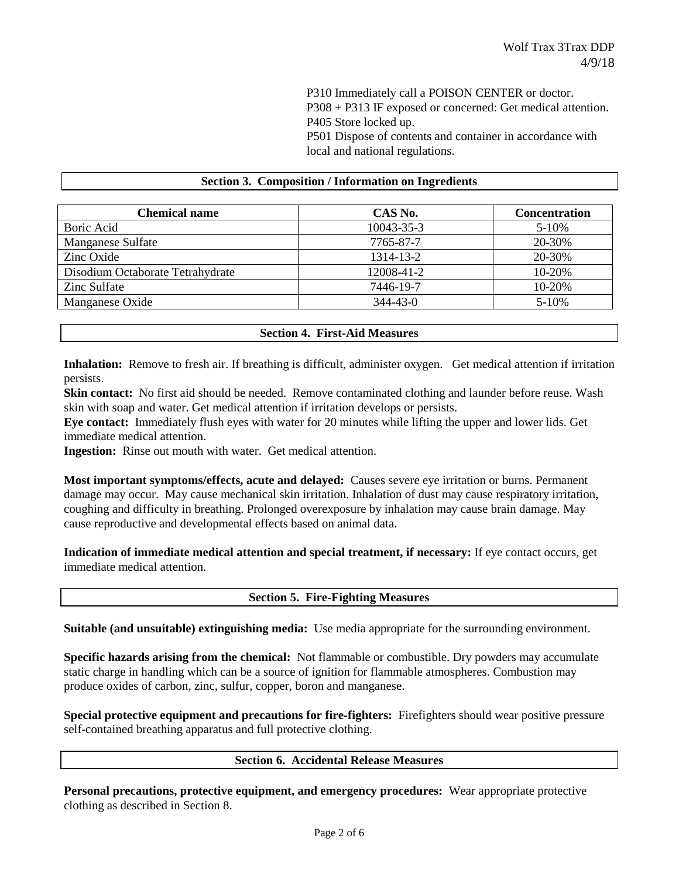P310 Immediately call a POISON CENTER or doctor.
P308 + P313 IF exposed or concerned: Get medical attention.
P405 Store locked up.
P501 Dispose of contents and container in accordance with local and national regulations.

## Section 3. Composition / Information on Ingredients

| Chemical name | CAS No. | Concentration |
|---|---|---|
| Boric Acid | 10043-35-3 | 5-10% |
| Manganese Sulfate | 7765-87-7 | 20-30% |
| Zinc Oxide | 1314-13-2 | 20-30% |
| Disodium Octaborate Tetrahydrate | 12008-41-2 | 10-20% |
| Zinc Sulfate | 7446-19-7 | 10-20% |
| Manganese Oxide | 344-43-0 | 5-10% |

## Section 4. First-Aid Measures

**Inhalation:** Remove to fresh air. If breathing is difficult, administer oxygen. Get medical attention if irritation persists.
**Skin contact:** No first aid should be needed. Remove contaminated clothing and launder before reuse. Wash skin with soap and water. Get medical attention if irritation develops or persists.
**Eye contact:** Immediately flush eyes with water for 20 minutes while lifting the upper and lower lids. Get immediate medical attention.
**Ingestion:** Rinse out mouth with water. Get medical attention.

**Most important symptoms/effects, acute and delayed:** Causes severe eye irritation or burns. Permanent damage may occur. May cause mechanical skin irritation. Inhalation of dust may cause respiratory irritation, coughing and difficulty in breathing. Prolonged overexposure by inhalation may cause brain damage. May cause reproductive and developmental effects based on animal data.

**Indication of immediate medical attention and special treatment, if necessary:** If eye contact occurs, get immediate medical attention.

## Section 5. Fire-Fighting Measures

**Suitable (and unsuitable) extinguishing media:** Use media appropriate for the surrounding environment.

**Specific hazards arising from the chemical:** Not flammable or combustible. Dry powders may accumulate static charge in handling which can be a source of ignition for flammable atmospheres. Combustion may produce oxides of carbon, zinc, sulfur, copper, boron and manganese.

**Special protective equipment and precautions for fire-fighters:** Firefighters should wear positive pressure self-contained breathing apparatus and full protective clothing.

## Section 6. Accidental Release Measures

**Personal precautions, protective equipment, and emergency procedures:** Wear appropriate protective clothing as described in Section 8.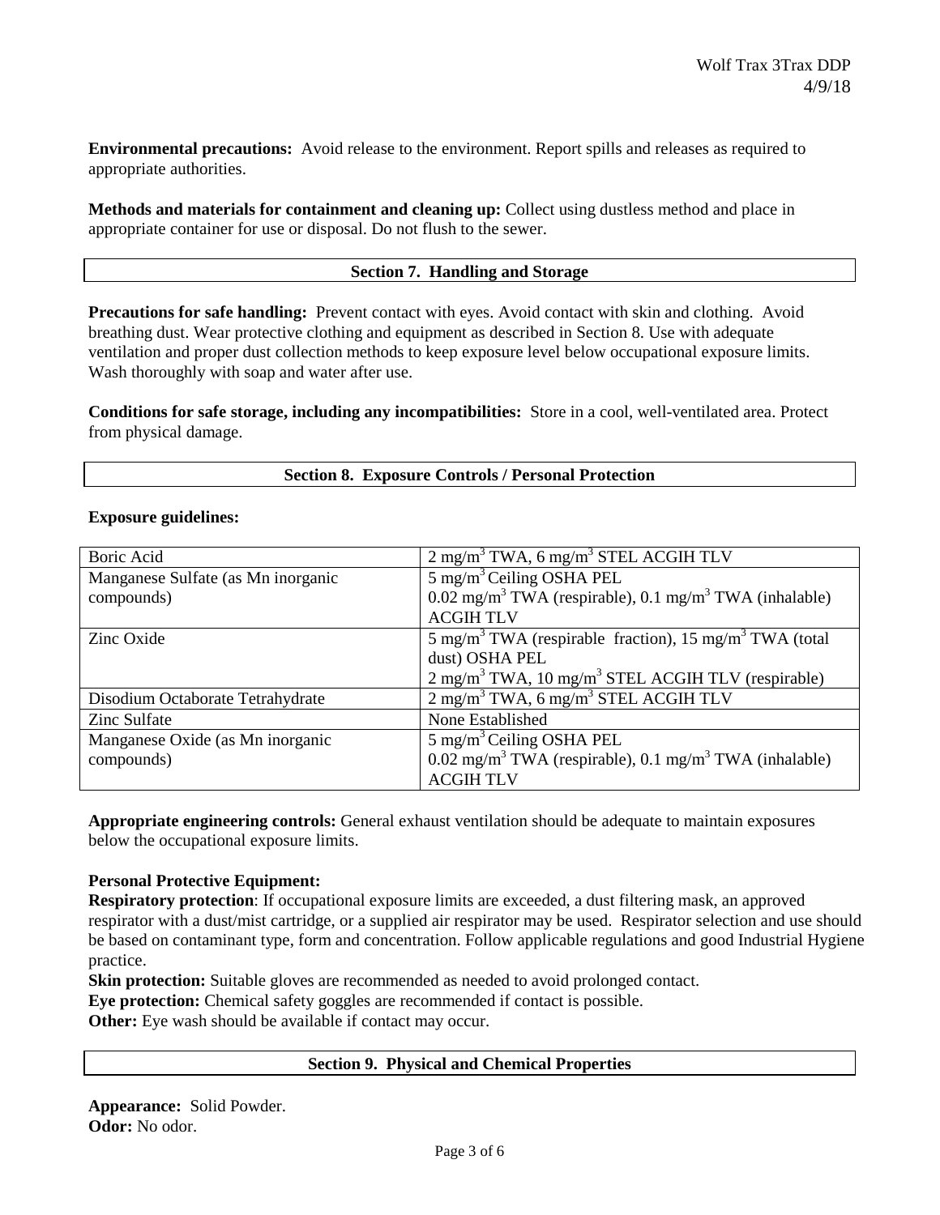**Environmental precautions:** Avoid release to the environment. Report spills and releases as required to appropriate authorities.

**Methods and materials for containment and cleaning up:** Collect using dustless method and place in appropriate container for use or disposal. Do not flush to the sewer.

## Section 7. Handling and Storage

**Precautions for safe handling:** Prevent contact with eyes. Avoid contact with skin and clothing. Avoid breathing dust. Wear protective clothing and equipment as described in Section 8. Use with adequate ventilation and proper dust collection methods to keep exposure level below occupational exposure limits. Wash thoroughly with soap and water after use.

**Conditions for safe storage, including any incompatibilities:** Store in a cool, well-ventilated area. Protect from physical damage.

## Section 8. Exposure Controls / Personal Protection

**Exposure guidelines:**

| | |
|---|---|
| Boric Acid | 2 $mg/m^3$ TWA, 6 $mg/m^3$ STEL ACGIH TLV |
| Manganese Sulfate (as Mn inorganic compounds) | 5 $mg/m^3$ Ceiling OSHA PEL<br>0.02 $mg/m^3$ TWA (respirable), 0.1 $mg/m^3$ TWA (inhalable) ACGIH TLV |
| Zinc Oxide | 5 $mg/m^3$ TWA (respirable fraction), 15 $mg/m^3$ TWA (total dust) OSHA PEL<br>2 $mg/m^3$ TWA, 10 $mg/m^3$ STEL ACGIH TLV (respirable) |
| Disodium Octaborate Tetrahydrate | 2 $mg/m^3$ TWA, 6 $mg/m^3$ STEL ACGIH TLV |
| Zinc Sulfate | None Established |
| Manganese Oxide (as Mn inorganic compounds) | 5 $mg/m^3$ Ceiling OSHA PEL<br>0.02 $mg/m^3$ TWA (respirable), 0.1 $mg/m^3$ TWA (inhalable) ACGIH TLV |

**Appropriate engineering controls:** General exhaust ventilation should be adequate to maintain exposures below the occupational exposure limits.

**Personal Protective Equipment:**

**Respiratory protection**: If occupational exposure limits are exceeded, a dust filtering mask, an approved respirator with a dust/mist cartridge, or a supplied air respirator may be used. Respirator selection and use should be based on contaminant type, form and concentration. Follow applicable regulations and good Industrial Hygiene practice.

**Skin protection:** Suitable gloves are recommended as needed to avoid prolonged contact.

**Eye protection:** Chemical safety goggles are recommended if contact is possible.

**Other:** Eye wash should be available if contact may occur.

## Section 9. Physical and Chemical Properties

**Appearance:** Solid Powder.

**Odor:** No odor.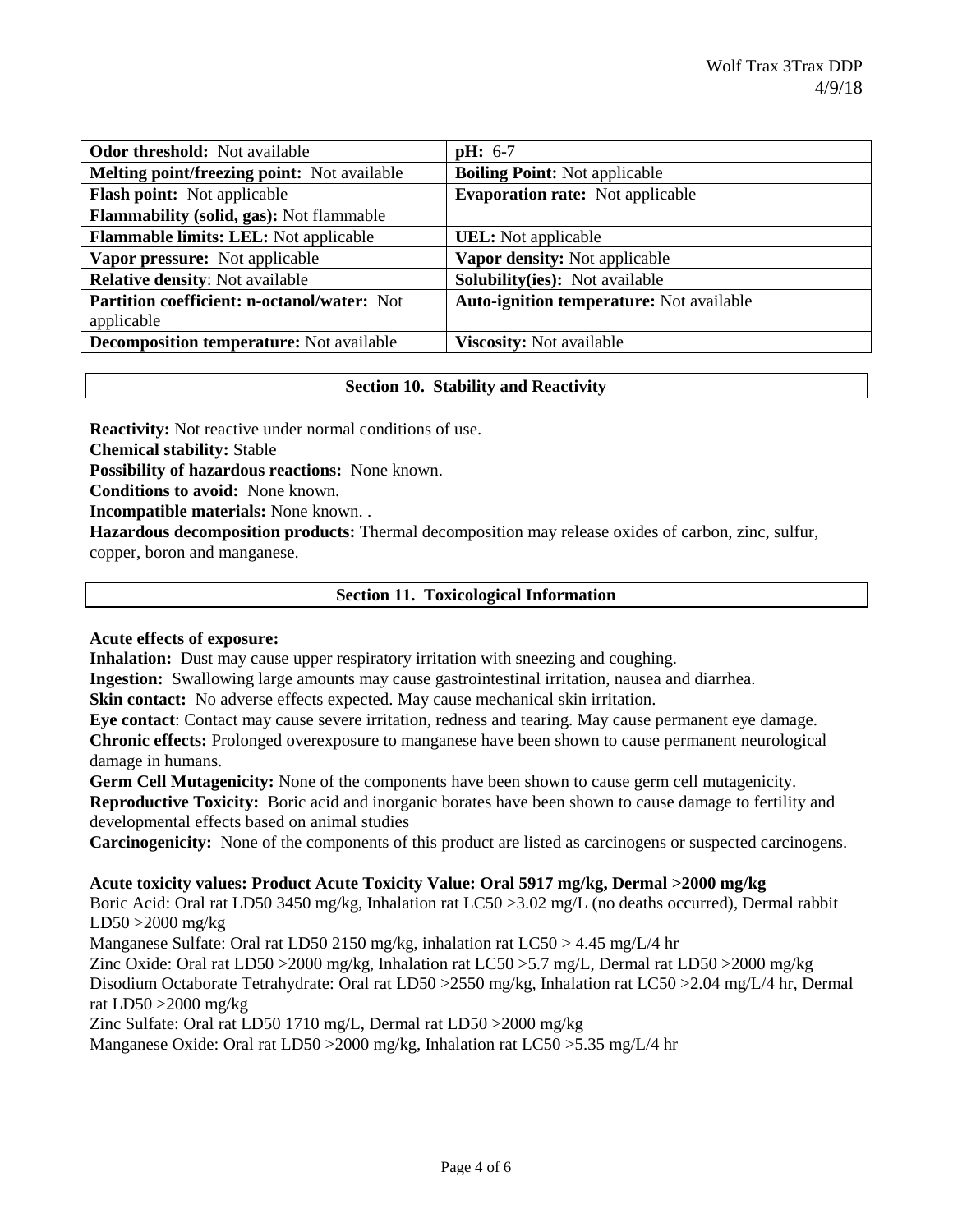| **Odor threshold:** Not available | **pH:** 6-7 |
| --- | --- |
| **Melting point/freezing point:** Not available | **Boiling Point:** Not applicable |
| **Flash point:** Not applicable | **Evaporation rate:** Not applicable |
| **Flammability (solid, gas):** Not flammable | |
| **Flammable limits: LEL:** Not applicable | **UEL:** Not applicable |
| **Vapor pressure:** Not applicable | **Vapor density:** Not applicable |
| **Relative density**: Not available | **Solubility(ies):** Not available |
| **Partition coefficient: n-octanol/water:** Not applicable | **Auto-ignition temperature:** Not available |
| **Decomposition temperature:** Not available | **Viscosity:** Not available |

## Section 10. Stability and Reactivity

**Reactivity:** Not reactive under normal conditions of use.
**Chemical stability:** Stable
**Possibility of hazardous reactions:** None known.
**Conditions to avoid:** None known.
**Incompatible materials:** None known. .
**Hazardous decomposition products:** Thermal decomposition may release oxides of carbon, zinc, sulfur, copper, boron and manganese.

## Section 11. Toxicological Information

**Acute effects of exposure:**
**Inhalation:** Dust may cause upper respiratory irritation with sneezing and coughing.
**Ingestion:** Swallowing large amounts may cause gastrointestinal irritation, nausea and diarrhea.
**Skin contact:** No adverse effects expected. May cause mechanical skin irritation.
**Eye contact**: Contact may cause severe irritation, redness and tearing. May cause permanent eye damage.
**Chronic effects:** Prolonged overexposure to manganese have been shown to cause permanent neurological damage in humans.
**Germ Cell Mutagenicity:** None of the components have been shown to cause germ cell mutagenicity.
**Reproductive Toxicity:** Boric acid and inorganic borates have been shown to cause damage to fertility and developmental effects based on animal studies
**Carcinogenicity:** None of the components of this product are listed as carcinogens or suspected carcinogens.

**Acute toxicity values: Product Acute Toxicity Value: Oral 5917 mg/kg, Dermal >2000 mg/kg**
Boric Acid: Oral rat LD50 3450 mg/kg, Inhalation rat LC50 >3.02 mg/L (no deaths occurred), Dermal rabbit LD50 >2000 mg/kg
Manganese Sulfate: Oral rat LD50 2150 mg/kg, inhalation rat LC50 > 4.45 mg/L/4 hr
Zinc Oxide: Oral rat LD50 >2000 mg/kg, Inhalation rat LC50 >5.7 mg/L, Dermal rat LD50 >2000 mg/kg
Disodium Octaborate Tetrahydrate: Oral rat LD50 >2550 mg/kg, Inhalation rat LC50 >2.04 mg/L/4 hr, Dermal rat LD50 >2000 mg/kg
Zinc Sulfate: Oral rat LD50 1710 mg/L, Dermal rat LD50 >2000 mg/kg
Manganese Oxide: Oral rat LD50 >2000 mg/kg, Inhalation rat LC50 >5.35 mg/L/4 hr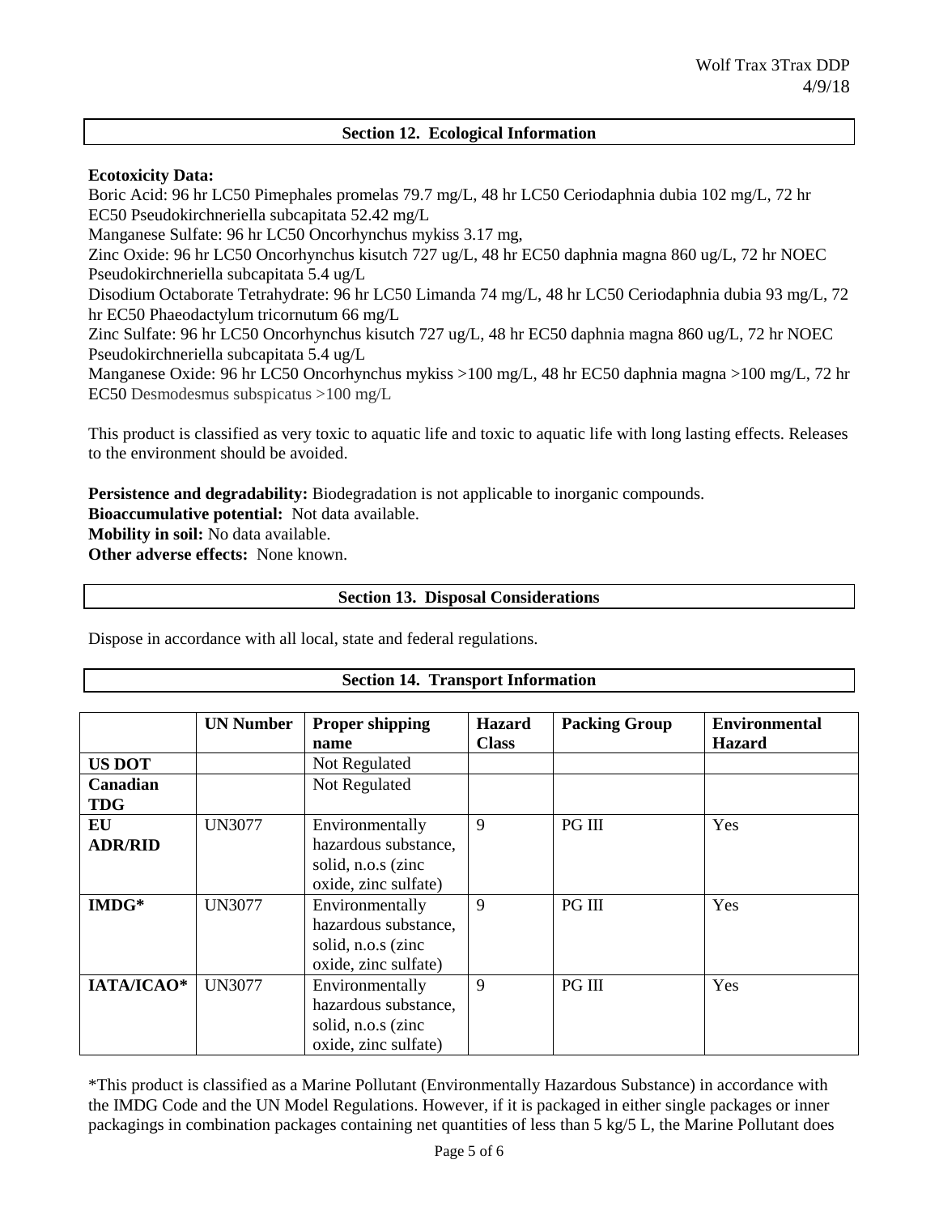## Section 12. Ecological Information

**Ecotoxicity Data:**

Boric Acid: 96 hr LC50 Pimephales promelas 79.7 mg/L, 48 hr LC50 Ceriodaphnia dubia 102 mg/L, 72 hr EC50 Pseudokirchneriella subcapitata 52.42 mg/L

Manganese Sulfate: 96 hr LC50 Oncorhynchus mykiss 3.17 mg,

Zinc Oxide: 96 hr LC50 Oncorhynchus kisutch 727 ug/L, 48 hr EC50 daphnia magna 860 ug/L, 72 hr NOEC Pseudokirchneriella subcapitata 5.4 ug/L

Disodium Octaborate Tetrahydrate: 96 hr LC50 Limanda 74 mg/L, 48 hr LC50 Ceriodaphnia dubia 93 mg/L, 72 hr EC50 Phaeodactylum tricornutum 66 mg/L

Zinc Sulfate: 96 hr LC50 Oncorhynchus kisutch 727 ug/L, 48 hr EC50 daphnia magna 860 ug/L, 72 hr NOEC Pseudokirchneriella subcapitata 5.4 ug/L

Manganese Oxide: 96 hr LC50 Oncorhynchus mykiss >100 mg/L, 48 hr EC50 daphnia magna >100 mg/L, 72 hr EC50 Desmodesmus subspicatus >100 mg/L

This product is classified as very toxic to aquatic life and toxic to aquatic life with long lasting effects. Releases to the environment should be avoided.

**Persistence and degradability:** Biodegradation is not applicable to inorganic compounds.
**Bioaccumulative potential:** Not data available.
**Mobility in soil:** No data available.
**Other adverse effects:** None known.

## Section 13. Disposal Considerations

Dispose in accordance with all local, state and federal regulations.

## Section 14. Transport Information

| | UN Number | Proper shipping name | Hazard Class | Packing Group | Environmental Hazard |
|---|---|---|---|---|---|
| **US DOT** | | Not Regulated | | | |
| **Canadian TDG** | | Not Regulated | | | |
| **EU ADR/RID** | UN3077 | Environmentally hazardous substance, solid, n.o.s (zinc oxide, zinc sulfate) | 9 | PG III | Yes |
| **IMDG*** | UN3077 | Environmentally hazardous substance, solid, n.o.s (zinc oxide, zinc sulfate) | 9 | PG III | Yes |
| **IATA/ICAO*** | UN3077 | Environmentally hazardous substance, solid, n.o.s (zinc oxide, zinc sulfate) | 9 | PG III | Yes |

*This product is classified as a Marine Pollutant (Environmentally Hazardous Substance) in accordance with the IMDG Code and the UN Model Regulations. However, if it is packaged in either single packages or inner packagings in combination packages containing net quantities of less than 5 kg/5 L, the Marine Pollutant does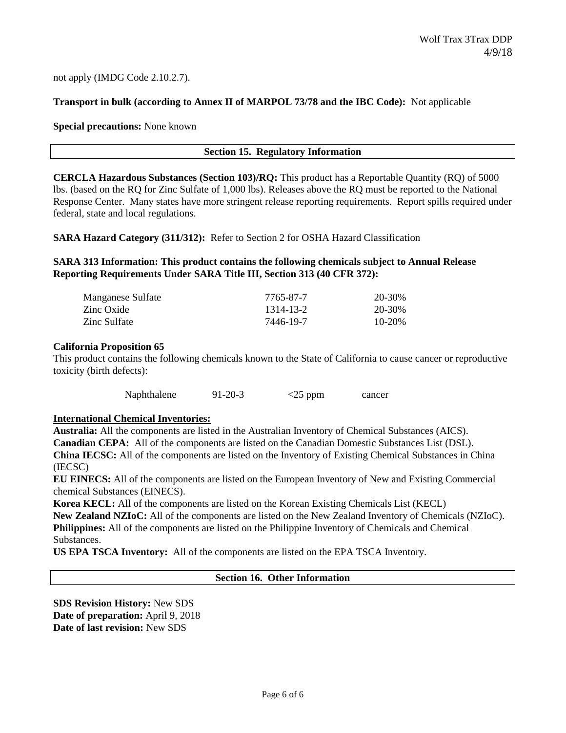not apply (IMDG Code 2.10.2.7).

**Transport in bulk (according to Annex II of MARPOL 73/78 and the IBC Code):** Not applicable

**Special precautions:** None known

## Section 15. Regulatory Information

**CERCLA Hazardous Substances (Section 103)/RQ:** This product has a Reportable Quantity (RQ) of 5000 lbs. (based on the RQ for Zinc Sulfate of 1,000 lbs). Releases above the RQ must be reported to the National Response Center. Many states have more stringent release reporting requirements. Report spills required under federal, state and local regulations.

**SARA Hazard Category (311/312):** Refer to Section 2 for OSHA Hazard Classification

**SARA 313 Information: This product contains the following chemicals subject to Annual Release Reporting Requirements Under SARA Title III, Section 313 (40 CFR 372):**

| | | |
|---|---|---|
| Manganese Sulfate | 7765-87-7 | 20-30% |
| Zinc Oxide | 1314-13-2 | 20-30% |
| Zinc Sulfate | 7446-19-7 | 10-20% |

**California Proposition 65**

This product contains the following chemicals known to the State of California to cause cancer or reproductive toxicity (birth defects):

| | | | |
|---|---|---|---|
| Naphthalene | 91-20-3 | <25 ppm | cancer |

**International Chemical Inventories:**

**Australia:** All the components are listed in the Australian Inventory of Chemical Substances (AICS).
**Canadian CEPA:** All of the components are listed on the Canadian Domestic Substances List (DSL).
**China IECSC:** All of the components are listed on the Inventory of Existing Chemical Substances in China (IECSC)
**EU EINECS:** All of the components are listed on the European Inventory of New and Existing Commercial chemical Substances (EINECS).
**Korea KECL:** All of the components are listed on the Korean Existing Chemicals List (KECL)
**New Zealand NZIoC:** All of the components are listed on the New Zealand Inventory of Chemicals (NZIoC).
**Philippines:** All of the components are listed on the Philippine Inventory of Chemicals and Chemical Substances.
**US EPA TSCA Inventory:** All of the components are listed on the EPA TSCA Inventory.

## Section 16. Other Information

**SDS Revision History:** New SDS
**Date of preparation:** April 9, 2018
**Date of last revision:** New SDS